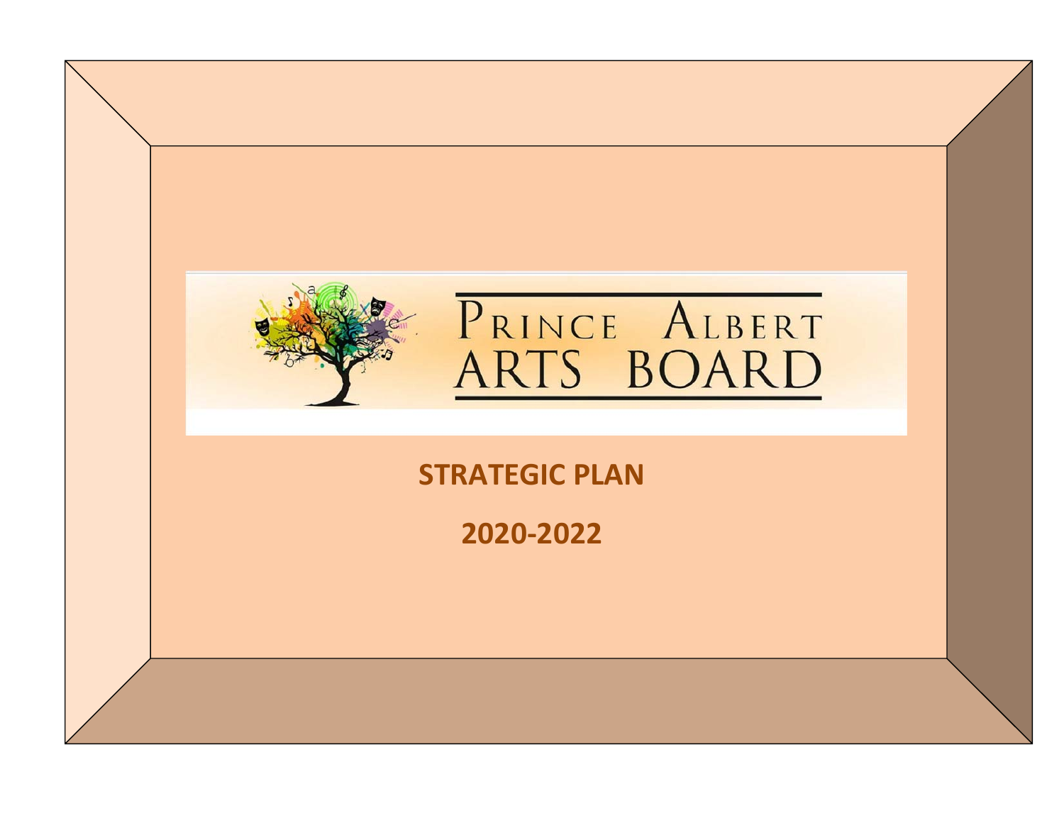# PRINCE ALBERT ARTS BOARD

## STRATEGIC PLAN

## 2020-2022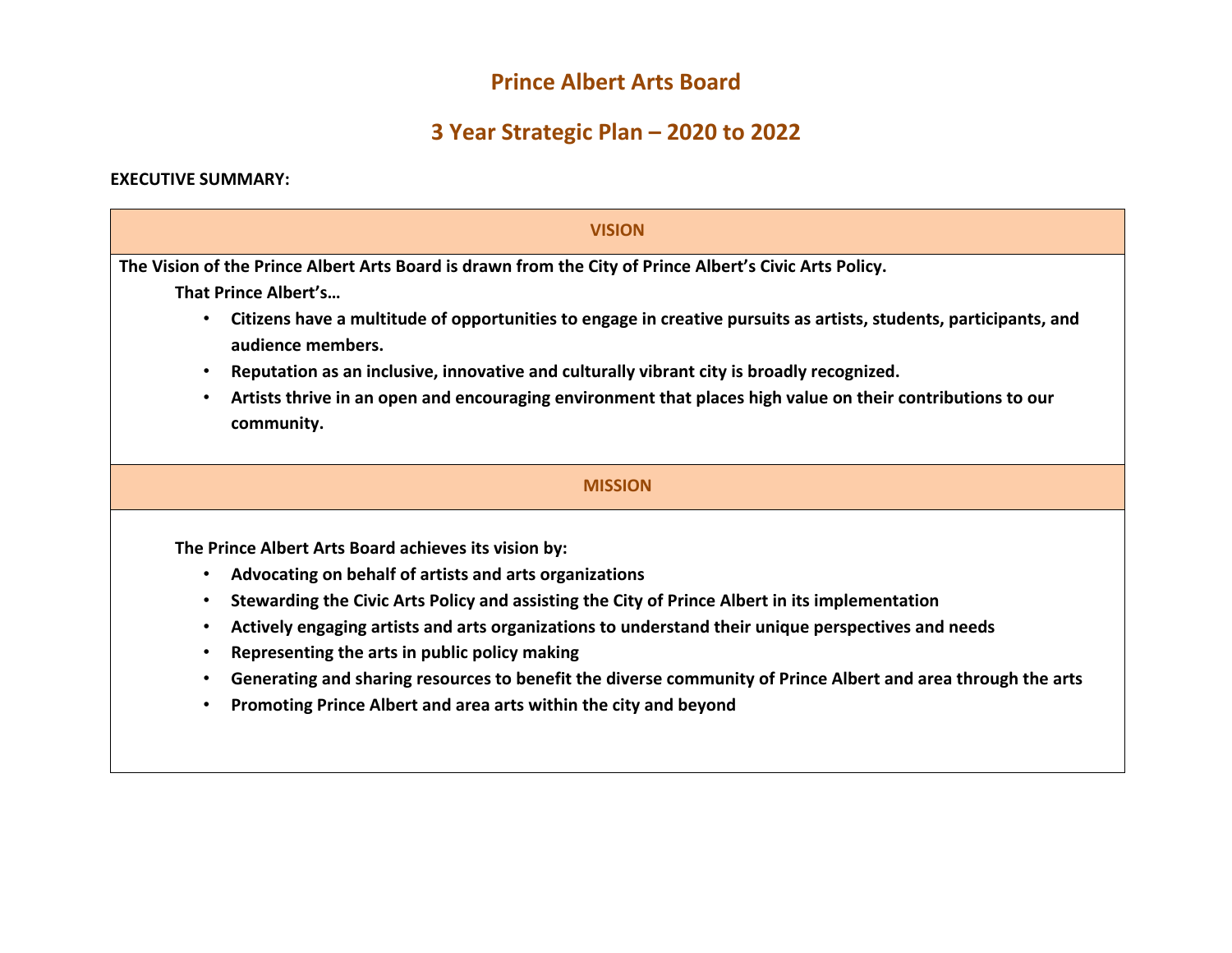# Prince Albert Arts Board

## 3 Year Strategic Plan – 2020 to 2022

**EXECUTIVE SUMMARY:**

### VISION

**The Vision of the Prince Albert Arts Board is drawn from the City of Prince Albert's Civic Arts Policy.**

**That Prince Albert's…**

- **Citizens have a multitude of opportunities to engage in creative pursuits as artists, students, participants, and audience members.**
- **Reputation as an inclusive, innovative and culturally vibrant city is broadly recognized.**
- **Artists thrive in an open and encouraging environment that places high value on their contributions to our community.**

### MISSION

**The Prince Albert Arts Board achieves its vision by:**

- **Advocating on behalf of artists and arts organizations**
- **Stewarding the Civic Arts Policy and assisting the City of Prince Albert in its implementation**
- **Actively engaging artists and arts organizations to understand their unique perspectives and needs**
- **Representing the arts in public policy making**
- **Generating and sharing resources to benefit the diverse community of Prince Albert and area through the arts**
- **Promoting Prince Albert and area arts within the city and beyond**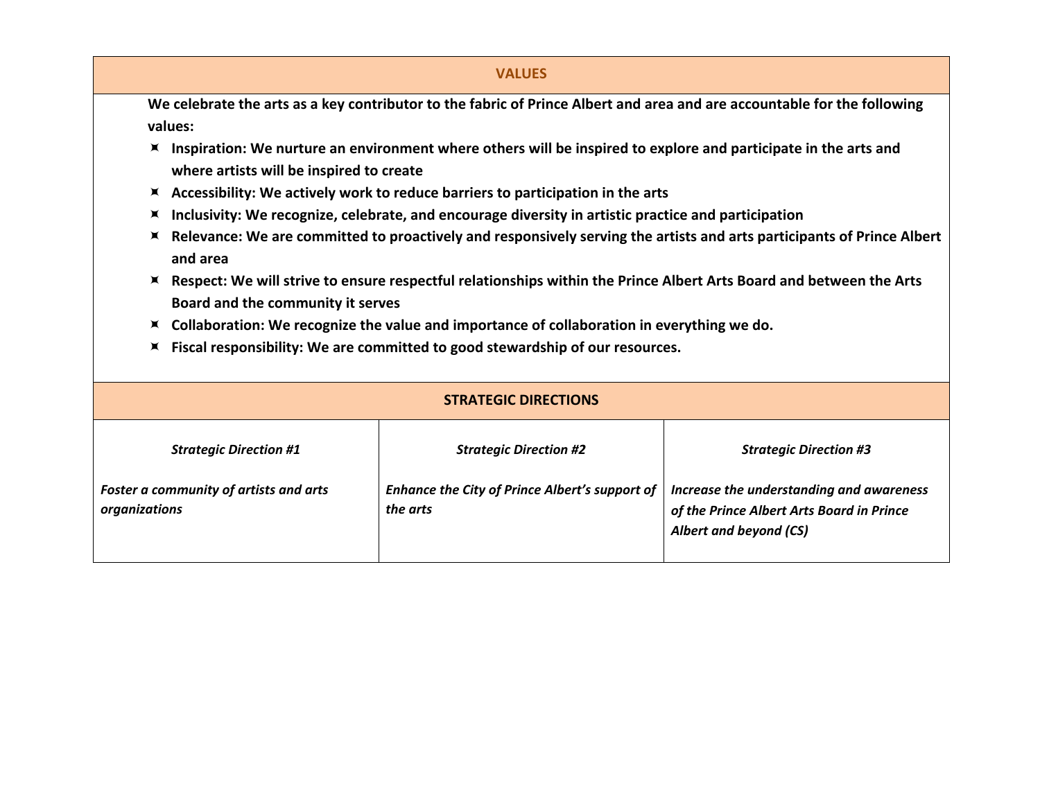## VALUES

**We celebrate the arts as a key contributor to the fabric of Prince Albert and area and are accountable for the following values:**

- **Inspiration: We nurture an environment where others will be inspired to explore and participate in the arts and where artists will be inspired to create**
- **Accessibility: We actively work to reduce barriers to participation in the arts**
- **Inclusivity: We recognize, celebrate, and encourage diversity in artistic practice and participation**
- **Relevance: We are committed to proactively and responsively serving the artists and arts participants of Prince Albert and area**
- **Respect: We will strive to ensure respectful relationships within the Prince Albert Arts Board and between the Arts Board and the community it serves**
- **Collaboration: We recognize the value and importance of collaboration in everything we do.**
- **Fiscal responsibility: We are committed to good stewardship of our resources.**

## STRATEGIC DIRECTIONS

| ***Strategic Direction #1*** | ***Strategic Direction #2*** | ***Strategic Direction #3*** |
|---|---|---|
| ***Foster a community of artists and arts organizations*** | ***Enhance the City of Prince Albert's support of the arts*** | ***Increase the understanding and awareness of the Prince Albert Arts Board in Prince Albert and beyond (CS)*** |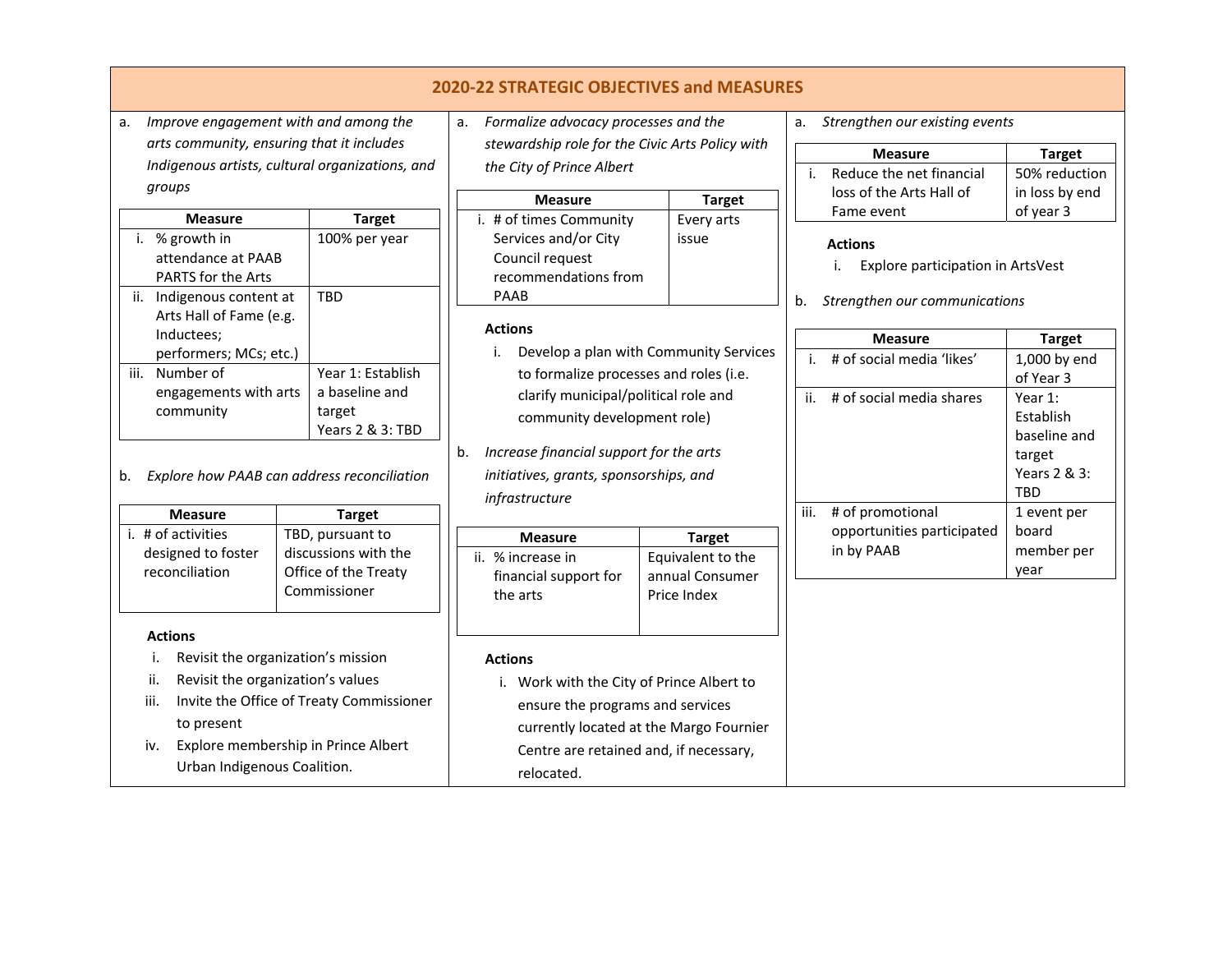## 2020-22 STRATEGIC OBJECTIVES and MEASURES

a. *Improve engagement with and among the arts community, ensuring that it includes Indigenous artists, cultural organizations, and groups*

| Measure | Target |
| --- | --- |
| i. % growth in attendance at PAAB PARTS for the Arts | 100% per year |
| ii. Indigenous content at Arts Hall of Fame (e.g. Inductees; performers; MCs; etc.) | TBD |
| iii. Number of engagements with arts community | Year 1: Establish a baseline and target<br>Years 2 & 3: TBD |

b. *Explore how PAAB can address reconciliation*

| Measure | Target |
| --- | --- |
| i. # of activities designed to foster reconciliation | TBD, pursuant to discussions with the Office of the Treaty Commissioner |

**Actions**

i. Revisit the organization's mission
ii. Revisit the organization's values
iii. Invite the Office of Treaty Commissioner to present
iv. Explore membership in Prince Albert Urban Indigenous Coalition.

a. *Formalize advocacy processes and the stewardship role for the Civic Arts Policy with the City of Prince Albert*

| Measure | Target |
| --- | --- |
| i. # of times Community Services and/or City Council request recommendations from PAAB | Every arts issue |

**Actions**

i. Develop a plan with Community Services to formalize processes and roles (i.e. clarify municipal/political role and community development role)

b. *Increase financial support for the arts initiatives, grants, sponsorships, and infrastructure*

| Measure | Target |
| --- | --- |
| ii. % increase in financial support for the arts | Equivalent to the annual Consumer Price Index |

**Actions**

i. Work with the City of Prince Albert to ensure the programs and services currently located at the Margo Fournier Centre are retained and, if necessary, relocated.

a. *Strengthen our existing events*

| Measure | Target |
| --- | --- |
| i. Reduce the net financial loss of the Arts Hall of Fame event | 50% reduction in loss by end of year 3 |

**Actions**

i. Explore participation in ArtsVest

b. *Strengthen our communications*

| Measure | Target |
| --- | --- |
| i. # of social media 'likes' | 1,000 by end of Year 3 |
| ii. # of social media shares | Year 1: Establish baseline and target<br>Years 2 & 3: TBD |
| iii. # of promotional opportunities participated in by PAAB | 1 event per board member per year |